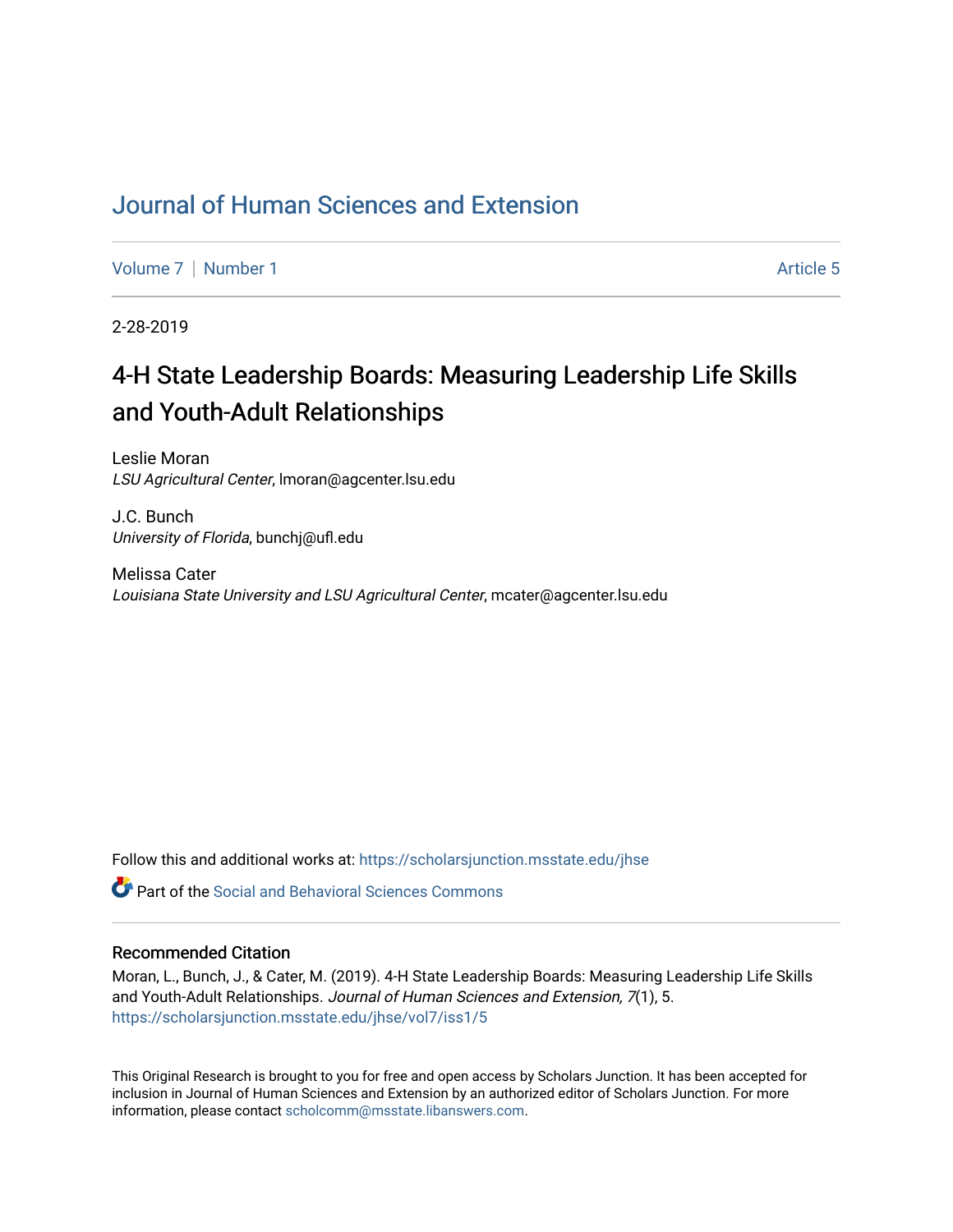# Journal of Human Sciences and Extension

Volume 7 | Number 1 Article 5

2-28-2019

## 4-H State Leadership Boards: Measuring Leadership Life Skills and Youth-Adult Relationships

Leslie Moran
*LSU Agricultural Center*, lmoran@agcenter.lsu.edu

J.C. Bunch
*University of Florida*, bunchj@ufl.edu

Melissa Cater
*Louisiana State University and LSU Agricultural Center*, mcater@agcenter.lsu.edu

Follow this and additional works at: https://scholarsjunction.msstate.edu/jhse

Part of the Social and Behavioral Sciences Commons

### Recommended Citation

Moran, L., Bunch, J., & Cater, M. (2019). 4-H State Leadership Boards: Measuring Leadership Life Skills and Youth-Adult Relationships. *Journal of Human Sciences and Extension, 7*(1), 5. https://scholarsjunction.msstate.edu/jhse/vol7/iss1/5

This Original Research is brought to you for free and open access by Scholars Junction. It has been accepted for inclusion in Journal of Human Sciences and Extension by an authorized editor of Scholars Junction. For more information, please contact scholcomm@msstate.libanswers.com.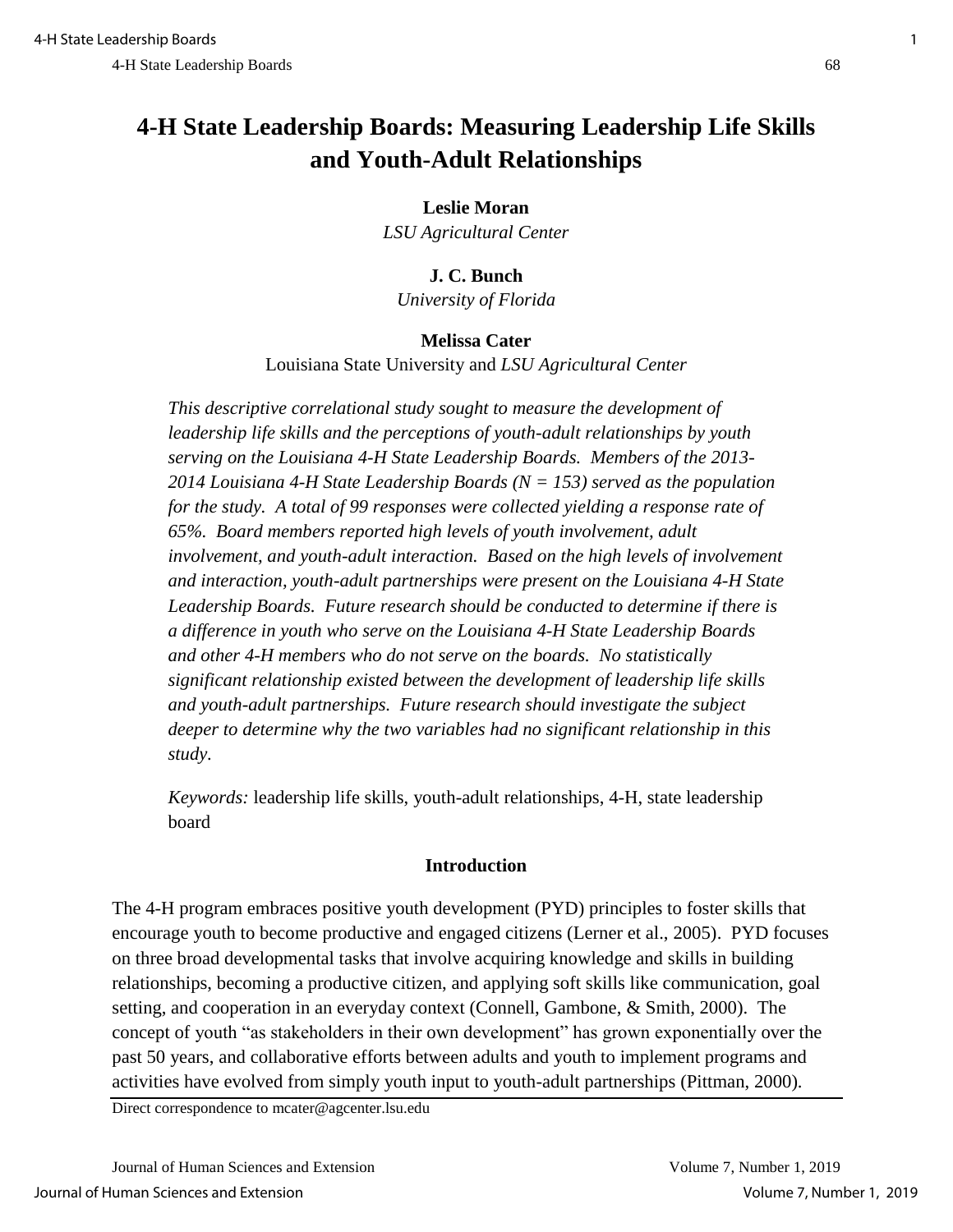# 4-H State Leadership Boards: Measuring Leadership Life Skills and Youth-Adult Relationships

**Leslie Moran**
*LSU Agricultural Center*

**J. C. Bunch**
*University of Florida*

**Melissa Cater**
Louisiana State University and *LSU Agricultural Center*

*This descriptive correlational study sought to measure the development of leadership life skills and the perceptions of youth-adult relationships by youth serving on the Louisiana 4-H State Leadership Boards. Members of the 2013-2014 Louisiana 4-H State Leadership Boards (N = 153) served as the population for the study. A total of 99 responses were collected yielding a response rate of 65%. Board members reported high levels of youth involvement, adult involvement, and youth-adult interaction. Based on the high levels of involvement and interaction, youth-adult partnerships were present on the Louisiana 4-H State Leadership Boards. Future research should be conducted to determine if there is a difference in youth who serve on the Louisiana 4-H State Leadership Boards and other 4-H members who do not serve on the boards. No statistically significant relationship existed between the development of leadership life skills and youth-adult partnerships. Future research should investigate the subject deeper to determine why the two variables had no significant relationship in this study.*

*Keywords:* leadership life skills, youth-adult relationships, 4-H, state leadership board

## Introduction

The 4-H program embraces positive youth development (PYD) principles to foster skills that encourage youth to become productive and engaged citizens (Lerner et al., 2005). PYD focuses on three broad developmental tasks that involve acquiring knowledge and skills in building relationships, becoming a productive citizen, and applying soft skills like communication, goal setting, and cooperation in an everyday context (Connell, Gambone, & Smith, 2000). The concept of youth "as stakeholders in their own development" has grown exponentially over the past 50 years, and collaborative efforts between adults and youth to implement programs and activities have evolved from simply youth input to youth-adult partnerships (Pittman, 2000).

Direct correspondence to mcater@agcenter.lsu.edu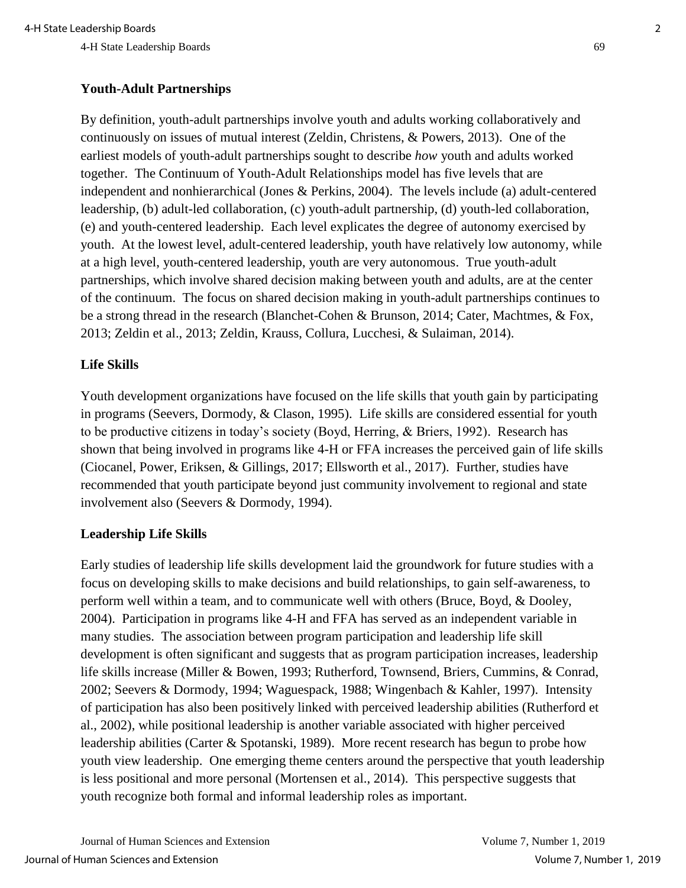## Youth-Adult Partnerships

By definition, youth-adult partnerships involve youth and adults working collaboratively and continuously on issues of mutual interest (Zeldin, Christens, & Powers, 2013). One of the earliest models of youth-adult partnerships sought to describe *how* youth and adults worked together. The Continuum of Youth-Adult Relationships model has five levels that are independent and nonhierarchical (Jones & Perkins, 2004). The levels include (a) adult-centered leadership, (b) adult-led collaboration, (c) youth-adult partnership, (d) youth-led collaboration, (e) and youth-centered leadership. Each level explicates the degree of autonomy exercised by youth. At the lowest level, adult-centered leadership, youth have relatively low autonomy, while at a high level, youth-centered leadership, youth are very autonomous. True youth-adult partnerships, which involve shared decision making between youth and adults, are at the center of the continuum. The focus on shared decision making in youth-adult partnerships continues to be a strong thread in the research (Blanchet-Cohen & Brunson, 2014; Cater, Machtmes, & Fox, 2013; Zeldin et al., 2013; Zeldin, Krauss, Collura, Lucchesi, & Sulaiman, 2014).

## Life Skills

Youth development organizations have focused on the life skills that youth gain by participating in programs (Seevers, Dormody, & Clason, 1995). Life skills are considered essential for youth to be productive citizens in today's society (Boyd, Herring, & Briers, 1992). Research has shown that being involved in programs like 4-H or FFA increases the perceived gain of life skills (Ciocanel, Power, Eriksen, & Gillings, 2017; Ellsworth et al., 2017). Further, studies have recommended that youth participate beyond just community involvement to regional and state involvement also (Seevers & Dormody, 1994).

## Leadership Life Skills

Early studies of leadership life skills development laid the groundwork for future studies with a focus on developing skills to make decisions and build relationships, to gain self-awareness, to perform well within a team, and to communicate well with others (Bruce, Boyd, & Dooley, 2004). Participation in programs like 4-H and FFA has served as an independent variable in many studies. The association between program participation and leadership life skill development is often significant and suggests that as program participation increases, leadership life skills increase (Miller & Bowen, 1993; Rutherford, Townsend, Briers, Cummins, & Conrad, 2002; Seevers & Dormody, 1994; Waguespack, 1988; Wingenbach & Kahler, 1997). Intensity of participation has also been positively linked with perceived leadership abilities (Rutherford et al., 2002), while positional leadership is another variable associated with higher perceived leadership abilities (Carter & Spotanski, 1989). More recent research has begun to probe how youth view leadership. One emerging theme centers around the perspective that youth leadership is less positional and more personal (Mortensen et al., 2014). This perspective suggests that youth recognize both formal and informal leadership roles as important.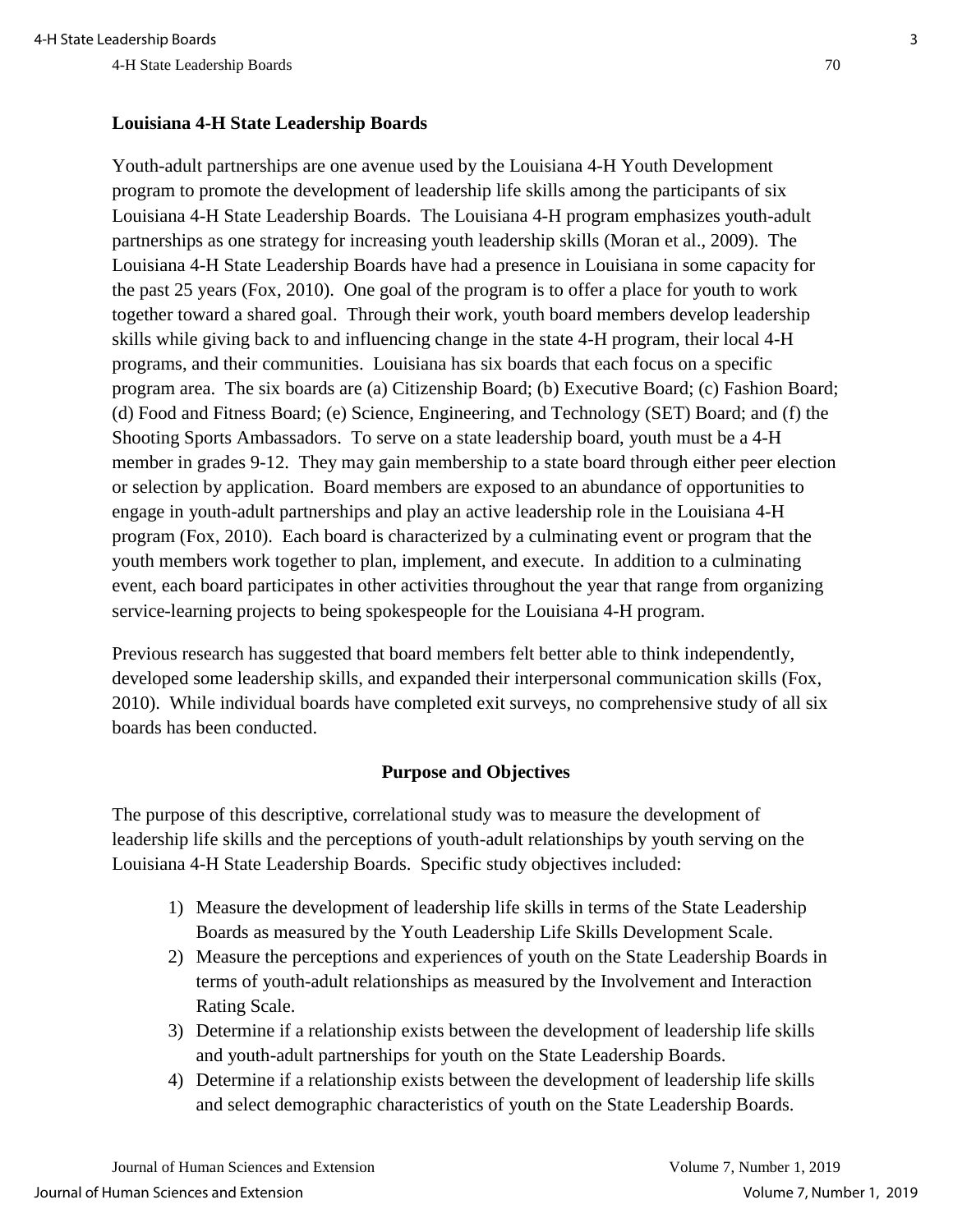## Louisiana 4-H State Leadership Boards

Youth-adult partnerships are one avenue used by the Louisiana 4-H Youth Development program to promote the development of leadership life skills among the participants of six Louisiana 4-H State Leadership Boards. The Louisiana 4-H program emphasizes youth-adult partnerships as one strategy for increasing youth leadership skills (Moran et al., 2009). The Louisiana 4-H State Leadership Boards have had a presence in Louisiana in some capacity for the past 25 years (Fox, 2010). One goal of the program is to offer a place for youth to work together toward a shared goal. Through their work, youth board members develop leadership skills while giving back to and influencing change in the state 4-H program, their local 4-H programs, and their communities. Louisiana has six boards that each focus on a specific program area. The six boards are (a) Citizenship Board; (b) Executive Board; (c) Fashion Board; (d) Food and Fitness Board; (e) Science, Engineering, and Technology (SET) Board; and (f) the Shooting Sports Ambassadors. To serve on a state leadership board, youth must be a 4-H member in grades 9-12. They may gain membership to a state board through either peer election or selection by application. Board members are exposed to an abundance of opportunities to engage in youth-adult partnerships and play an active leadership role in the Louisiana 4-H program (Fox, 2010). Each board is characterized by a culminating event or program that the youth members work together to plan, implement, and execute. In addition to a culminating event, each board participates in other activities throughout the year that range from organizing service-learning projects to being spokespeople for the Louisiana 4-H program.

Previous research has suggested that board members felt better able to think independently, developed some leadership skills, and expanded their interpersonal communication skills (Fox, 2010). While individual boards have completed exit surveys, no comprehensive study of all six boards has been conducted.

## Purpose and Objectives

The purpose of this descriptive, correlational study was to measure the development of leadership life skills and the perceptions of youth-adult relationships by youth serving on the Louisiana 4-H State Leadership Boards. Specific study objectives included:

1) Measure the development of leadership life skills in terms of the State Leadership Boards as measured by the Youth Leadership Life Skills Development Scale.
2) Measure the perceptions and experiences of youth on the State Leadership Boards in terms of youth-adult relationships as measured by the Involvement and Interaction Rating Scale.
3) Determine if a relationship exists between the development of leadership life skills and youth-adult partnerships for youth on the State Leadership Boards.
4) Determine if a relationship exists between the development of leadership life skills and select demographic characteristics of youth on the State Leadership Boards.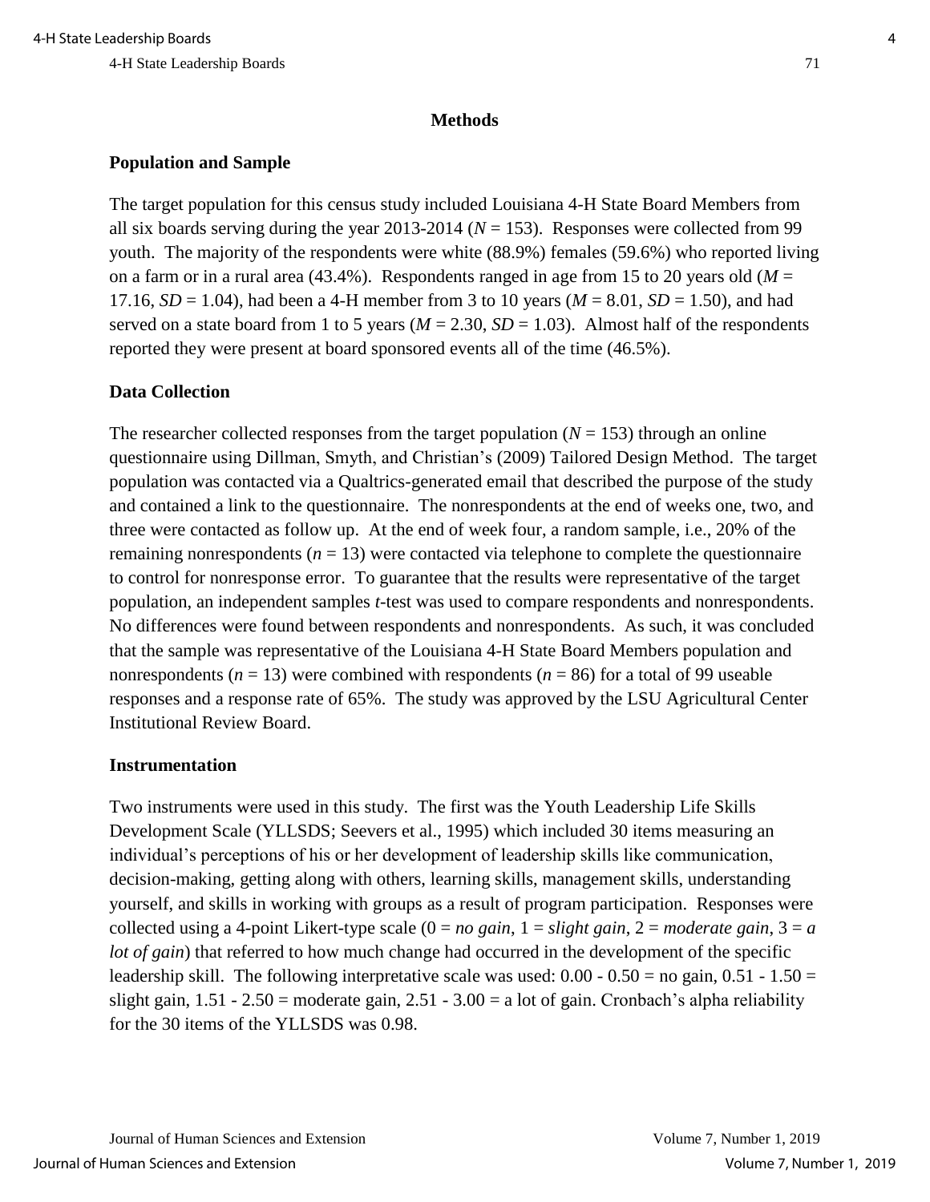## Methods

### Population and Sample

The target population for this census study included Louisiana 4-H State Board Members from all six boards serving during the year 2013-2014 ($N$ = 153). Responses were collected from 99 youth. The majority of the respondents were white (88.9%) females (59.6%) who reported living on a farm or in a rural area (43.4%). Respondents ranged in age from 15 to 20 years old ($M$ = 17.16, $SD$ = 1.04), had been a 4-H member from 3 to 10 years ($M$ = 8.01, $SD$ = 1.50), and had served on a state board from 1 to 5 years ($M$ = 2.30, $SD$ = 1.03). Almost half of the respondents reported they were present at board sponsored events all of the time (46.5%).

### Data Collection

The researcher collected responses from the target population ($N$ = 153) through an online questionnaire using Dillman, Smyth, and Christian's (2009) Tailored Design Method. The target population was contacted via a Qualtrics-generated email that described the purpose of the study and contained a link to the questionnaire. The nonrespondents at the end of weeks one, two, and three were contacted as follow up. At the end of week four, a random sample, i.e., 20% of the remaining nonrespondents ($n$ = 13) were contacted via telephone to complete the questionnaire to control for nonresponse error. To guarantee that the results were representative of the target population, an independent samples $t$-test was used to compare respondents and nonrespondents. No differences were found between respondents and nonrespondents. As such, it was concluded that the sample was representative of the Louisiana 4-H State Board Members population and nonrespondents ($n$ = 13) were combined with respondents ($n$ = 86) for a total of 99 useable responses and a response rate of 65%. The study was approved by the LSU Agricultural Center Institutional Review Board.

### Instrumentation

Two instruments were used in this study. The first was the Youth Leadership Life Skills Development Scale (YLLSDS; Seevers et al., 1995) which included 30 items measuring an individual's perceptions of his or her development of leadership skills like communication, decision-making, getting along with others, learning skills, management skills, understanding yourself, and skills in working with groups as a result of program participation. Responses were collected using a 4-point Likert-type scale (0 = *no gain*, 1 = *slight gain*, 2 = *moderate gain*, 3 = *a lot of gain*) that referred to how much change had occurred in the development of the specific leadership skill. The following interpretative scale was used: 0.00 - 0.50 = no gain, 0.51 - 1.50 = slight gain, 1.51 - 2.50 = moderate gain, 2.51 - 3.00 = a lot of gain. Cronbach's alpha reliability for the 30 items of the YLLSDS was 0.98.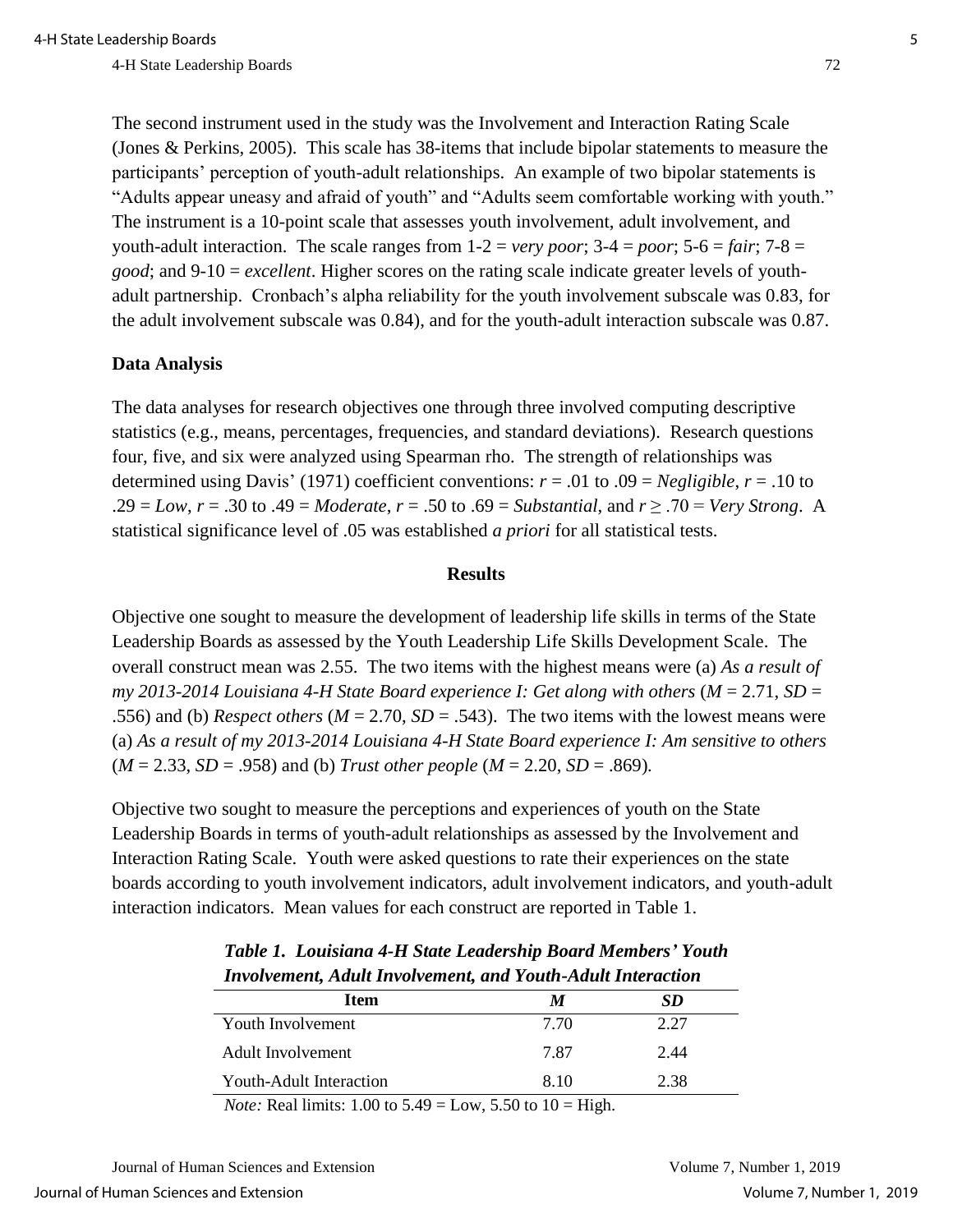The second instrument used in the study was the Involvement and Interaction Rating Scale (Jones & Perkins, 2005). This scale has 38-items that include bipolar statements to measure the participants' perception of youth-adult relationships. An example of two bipolar statements is "Adults appear uneasy and afraid of youth" and "Adults seem comfortable working with youth." The instrument is a 10-point scale that assesses youth involvement, adult involvement, and youth-adult interaction. The scale ranges from 1-2 = *very poor*; 3-4 = *poor*; 5-6 = *fair*; 7-8 = *good*; and 9-10 = *excellent*. Higher scores on the rating scale indicate greater levels of youth-adult partnership. Cronbach's alpha reliability for the youth involvement subscale was 0.83, for the adult involvement subscale was 0.84), and for the youth-adult interaction subscale was 0.87.

### Data Analysis

The data analyses for research objectives one through three involved computing descriptive statistics (e.g., means, percentages, frequencies, and standard deviations). Research questions four, five, and six were analyzed using Spearman rho. The strength of relationships was determined using Davis' (1971) coefficient conventions: $r$ = .01 to .09 = *Negligible*, $r$ = .10 to .29 = *Low*, $r$ = .30 to .49 = *Moderate*, $r$ = .50 to .69 = *Substantial*, and $r \geq .70$ = *Very Strong*. A statistical significance level of .05 was established *a priori* for all statistical tests.

## Results

Objective one sought to measure the development of leadership life skills in terms of the State Leadership Boards as assessed by the Youth Leadership Life Skills Development Scale. The overall construct mean was 2.55. The two items with the highest means were (a) *As a result of my 2013-2014 Louisiana 4-H State Board experience I: Get along with others* ($M$ = 2.71, $SD$ = .556) and (b) *Respect others* ($M$ = 2.70, $SD$ = .543). The two items with the lowest means were (a) *As a result of my 2013-2014 Louisiana 4-H State Board experience I: Am sensitive to others* ($M$ = 2.33, $SD$ = .958) and (b) *Trust other people* ($M$ = 2.20, $SD$ = .869).

Objective two sought to measure the perceptions and experiences of youth on the State Leadership Boards in terms of youth-adult relationships as assessed by the Involvement and Interaction Rating Scale. Youth were asked questions to rate their experiences on the state boards according to youth involvement indicators, adult involvement indicators, and youth-adult interaction indicators. Mean values for each construct are reported in Table 1.

***Table 1. Louisiana 4-H State Leadership Board Members' Youth Involvement, Adult Involvement, and Youth-Adult Interaction***

| Item | *M* | *SD* |
|---|---|---|
| Youth Involvement | 7.70 | 2.27 |
| Adult Involvement | 7.87 | 2.44 |
| Youth-Adult Interaction | 8.10 | 2.38 |

*Note:* Real limits: 1.00 to 5.49 = Low, 5.50 to 10 = High.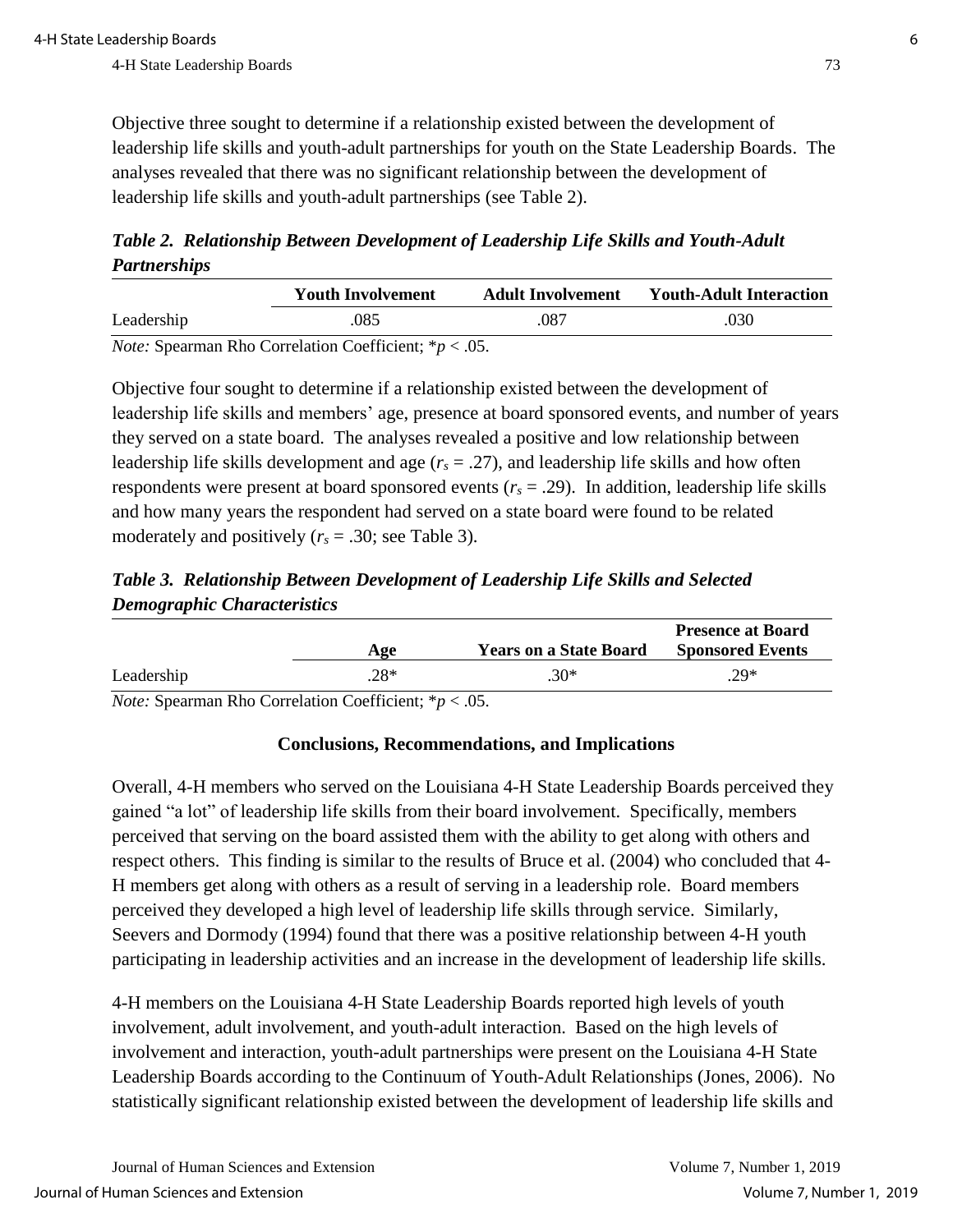Objective three sought to determine if a relationship existed between the development of leadership life skills and youth-adult partnerships for youth on the State Leadership Boards. The analyses revealed that there was no significant relationship between the development of leadership life skills and youth-adult partnerships (see Table 2).

***Table 2. Relationship Between Development of Leadership Life Skills and Youth-Adult Partnerships***

| | Youth Involvement | Adult Involvement | Youth-Adult Interaction |
|---|---|---|---|
| Leadership | .085 | .087 | .030 |

*Note:* Spearman Rho Correlation Coefficient; $*p < .05$.

Objective four sought to determine if a relationship existed between the development of leadership life skills and members' age, presence at board sponsored events, and number of years they served on a state board. The analyses revealed a positive and low relationship between leadership life skills development and age ($r_s = .27$), and leadership life skills and how often respondents were present at board sponsored events ($r_s = .29$). In addition, leadership life skills and how many years the respondent had served on a state board were found to be related moderately and positively ($r_s = .30$; see Table 3).

***Table 3. Relationship Between Development of Leadership Life Skills and Selected Demographic Characteristics***

| | Age | Years on a State Board | Presence at Board Sponsored Events |
|---|---|---|---|
| Leadership | .28* | .30* | .29* |

*Note:* Spearman Rho Correlation Coefficient; $*p < .05$.

## Conclusions, Recommendations, and Implications

Overall, 4-H members who served on the Louisiana 4-H State Leadership Boards perceived they gained "a lot" of leadership life skills from their board involvement. Specifically, members perceived that serving on the board assisted them with the ability to get along with others and respect others. This finding is similar to the results of Bruce et al. (2004) who concluded that 4-H members get along with others as a result of serving in a leadership role. Board members perceived they developed a high level of leadership life skills through service. Similarly, Seevers and Dormody (1994) found that there was a positive relationship between 4-H youth participating in leadership activities and an increase in the development of leadership life skills.

4-H members on the Louisiana 4-H State Leadership Boards reported high levels of youth involvement, adult involvement, and youth-adult interaction. Based on the high levels of involvement and interaction, youth-adult partnerships were present on the Louisiana 4-H State Leadership Boards according to the Continuum of Youth-Adult Relationships (Jones, 2006). No statistically significant relationship existed between the development of leadership life skills and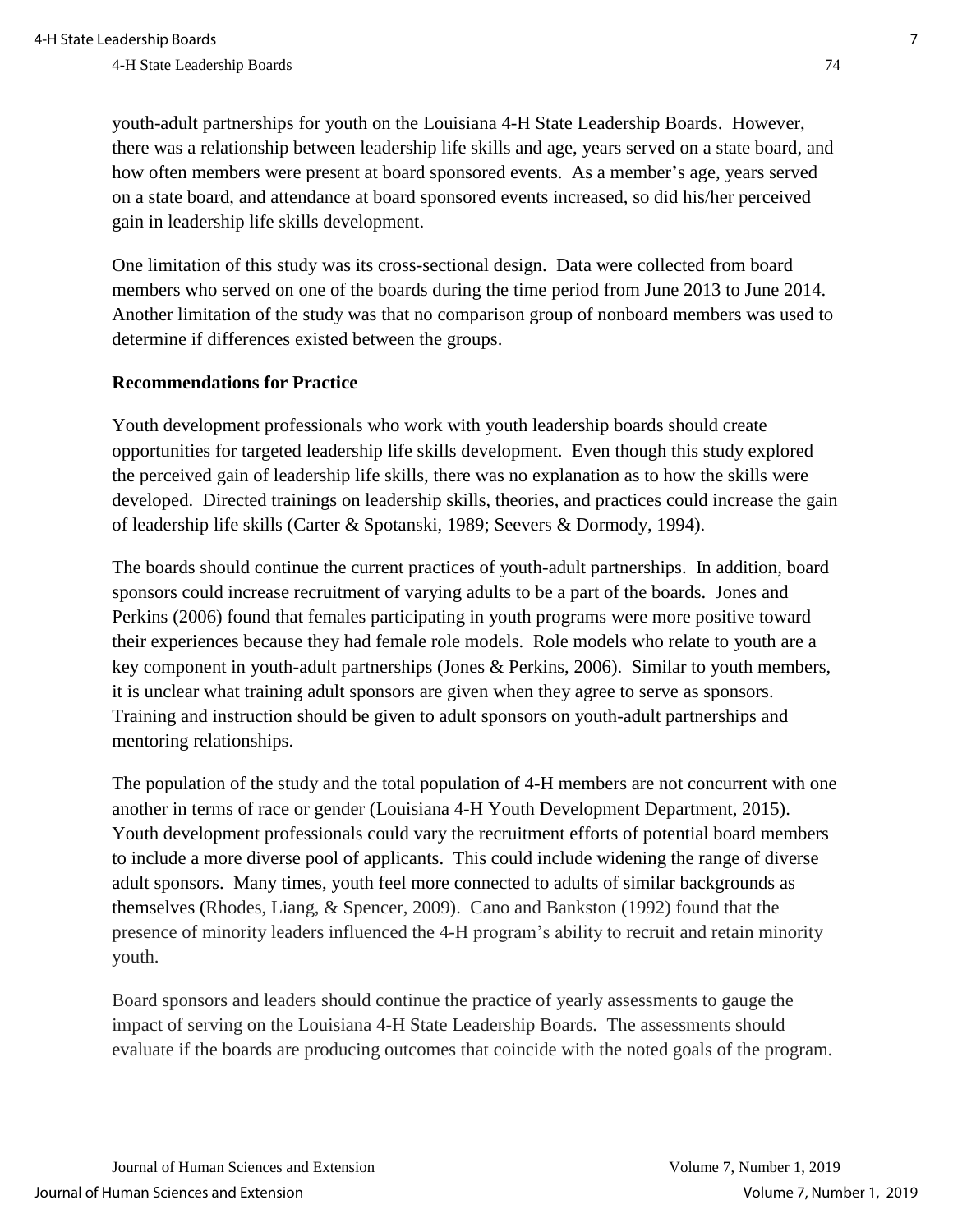youth-adult partnerships for youth on the Louisiana 4-H State Leadership Boards. However, there was a relationship between leadership life skills and age, years served on a state board, and how often members were present at board sponsored events. As a member's age, years served on a state board, and attendance at board sponsored events increased, so did his/her perceived gain in leadership life skills development.

One limitation of this study was its cross-sectional design. Data were collected from board members who served on one of the boards during the time period from June 2013 to June 2014. Another limitation of the study was that no comparison group of nonboard members was used to determine if differences existed between the groups.

**Recommendations for Practice**

Youth development professionals who work with youth leadership boards should create opportunities for targeted leadership life skills development. Even though this study explored the perceived gain of leadership life skills, there was no explanation as to how the skills were developed. Directed trainings on leadership skills, theories, and practices could increase the gain of leadership life skills (Carter & Spotanski, 1989; Seevers & Dormody, 1994).

The boards should continue the current practices of youth-adult partnerships. In addition, board sponsors could increase recruitment of varying adults to be a part of the boards. Jones and Perkins (2006) found that females participating in youth programs were more positive toward their experiences because they had female role models. Role models who relate to youth are a key component in youth-adult partnerships (Jones & Perkins, 2006). Similar to youth members, it is unclear what training adult sponsors are given when they agree to serve as sponsors. Training and instruction should be given to adult sponsors on youth-adult partnerships and mentoring relationships.

The population of the study and the total population of 4-H members are not concurrent with one another in terms of race or gender (Louisiana 4-H Youth Development Department, 2015). Youth development professionals could vary the recruitment efforts of potential board members to include a more diverse pool of applicants. This could include widening the range of diverse adult sponsors. Many times, youth feel more connected to adults of similar backgrounds as themselves (Rhodes, Liang, & Spencer, 2009). Cano and Bankston (1992) found that the presence of minority leaders influenced the 4-H program's ability to recruit and retain minority youth.

Board sponsors and leaders should continue the practice of yearly assessments to gauge the impact of serving on the Louisiana 4-H State Leadership Boards. The assessments should evaluate if the boards are producing outcomes that coincide with the noted goals of the program.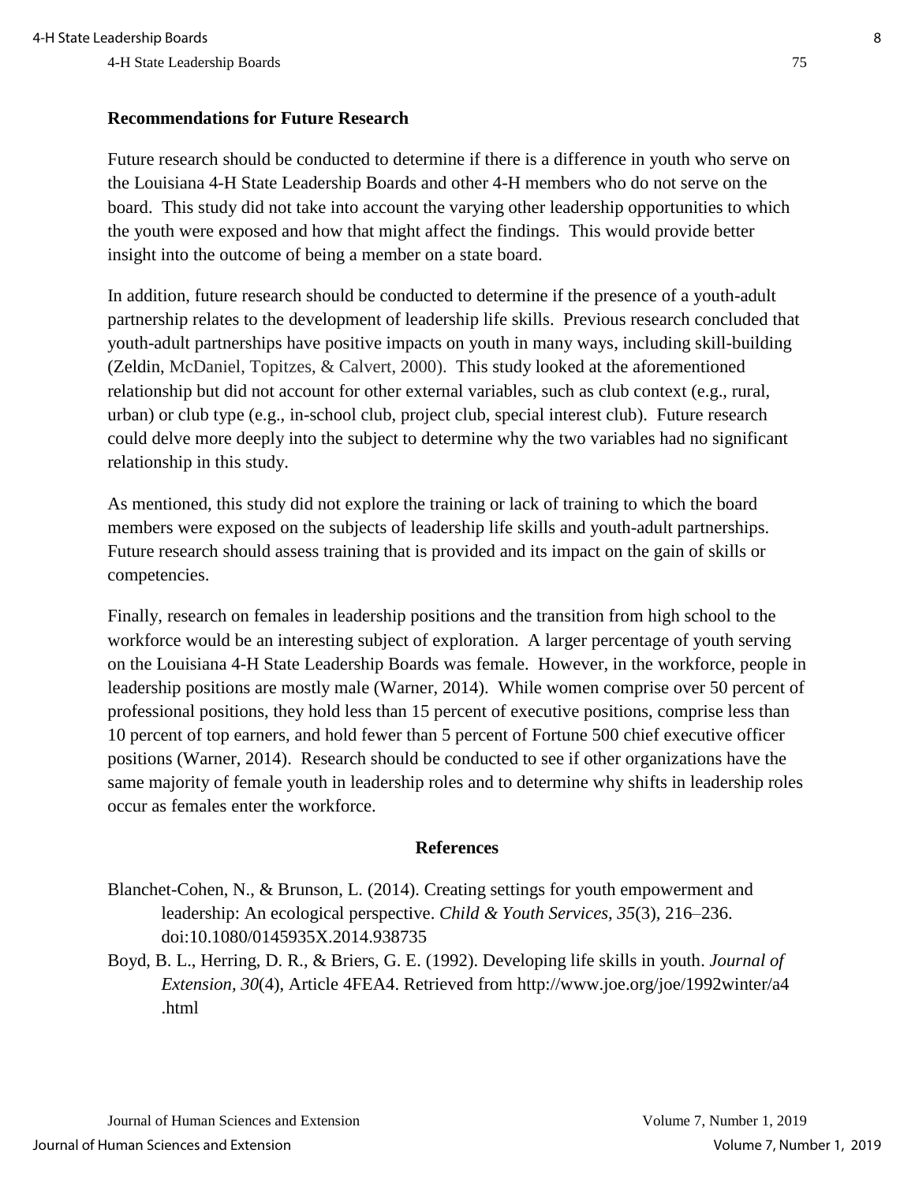### Recommendations for Future Research

Future research should be conducted to determine if there is a difference in youth who serve on the Louisiana 4-H State Leadership Boards and other 4-H members who do not serve on the board. This study did not take into account the varying other leadership opportunities to which the youth were exposed and how that might affect the findings. This would provide better insight into the outcome of being a member on a state board.

In addition, future research should be conducted to determine if the presence of a youth-adult partnership relates to the development of leadership life skills. Previous research concluded that youth-adult partnerships have positive impacts on youth in many ways, including skill-building (Zeldin, McDaniel, Topitzes, & Calvert, 2000). This study looked at the aforementioned relationship but did not account for other external variables, such as club context (e.g., rural, urban) or club type (e.g., in-school club, project club, special interest club). Future research could delve more deeply into the subject to determine why the two variables had no significant relationship in this study.

As mentioned, this study did not explore the training or lack of training to which the board members were exposed on the subjects of leadership life skills and youth-adult partnerships. Future research should assess training that is provided and its impact on the gain of skills or competencies.

Finally, research on females in leadership positions and the transition from high school to the workforce would be an interesting subject of exploration. A larger percentage of youth serving on the Louisiana 4-H State Leadership Boards was female. However, in the workforce, people in leadership positions are mostly male (Warner, 2014). While women comprise over 50 percent of professional positions, they hold less than 15 percent of executive positions, comprise less than 10 percent of top earners, and hold fewer than 5 percent of Fortune 500 chief executive officer positions (Warner, 2014). Research should be conducted to see if other organizations have the same majority of female youth in leadership roles and to determine why shifts in leadership roles occur as females enter the workforce.

## References

Blanchet-Cohen, N., & Brunson, L. (2014). Creating settings for youth empowerment and leadership: An ecological perspective. *Child & Youth Services, 35*(3), 216–236. doi:10.1080/0145935X.2014.938735

Boyd, B. L., Herring, D. R., & Briers, G. E. (1992). Developing life skills in youth. *Journal of Extension, 30*(4), Article 4FEA4. Retrieved from http://www.joe.org/joe/1992winter/a4.html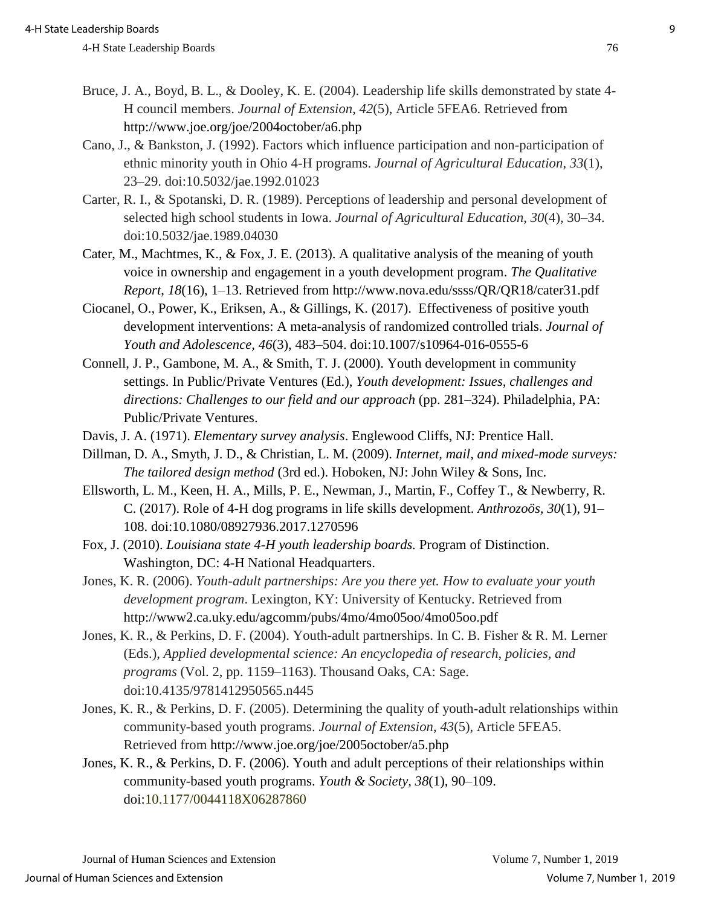Bruce, J. A., Boyd, B. L., & Dooley, K. E. (2004). Leadership life skills demonstrated by state 4-H council members. *Journal of Extension*, *42*(5), Article 5FEA6. Retrieved from http://www.joe.org/joe/2004october/a6.php

Cano, J., & Bankston, J. (1992). Factors which influence participation and non-participation of ethnic minority youth in Ohio 4-H programs. *Journal of Agricultural Education*, *33*(1), 23–29. doi:10.5032/jae.1992.01023

Carter, R. I., & Spotanski, D. R. (1989). Perceptions of leadership and personal development of selected high school students in Iowa. *Journal of Agricultural Education*, *30*(4), 30–34. doi:10.5032/jae.1989.04030

Cater, M., Machtmes, K., & Fox, J. E. (2013). A qualitative analysis of the meaning of youth voice in ownership and engagement in a youth development program. *The Qualitative Report*, *18*(16), 1–13. Retrieved from http://www.nova.edu/ssss/QR/QR18/cater31.pdf

Ciocanel, O., Power, K., Eriksen, A., & Gillings, K. (2017). Effectiveness of positive youth development interventions: A meta-analysis of randomized controlled trials. *Journal of Youth and Adolescence, 46*(3), 483–504. doi:10.1007/s10964-016-0555-6

Connell, J. P., Gambone, M. A., & Smith, T. J. (2000). Youth development in community settings. In Public/Private Ventures (Ed.), *Youth development: Issues, challenges and directions: Challenges to our field and our approach* (pp. 281–324). Philadelphia, PA: Public/Private Ventures.

Davis, J. A. (1971). *Elementary survey analysis*. Englewood Cliffs, NJ: Prentice Hall.

Dillman, D. A., Smyth, J. D., & Christian, L. M. (2009). *Internet, mail, and mixed-mode surveys: The tailored design method* (3rd ed.). Hoboken, NJ: John Wiley & Sons, Inc.

Ellsworth, L. M., Keen, H. A., Mills, P. E., Newman, J., Martin, F., Coffey T., & Newberry, R. C. (2017). Role of 4-H dog programs in life skills development. *Anthrozoös, 30*(1), 91–108. doi:10.1080/08927936.2017.1270596

Fox, J. (2010). *Louisiana state 4-H youth leadership boards.* Program of Distinction. Washington, DC: 4-H National Headquarters.

Jones, K. R. (2006). *Youth-adult partnerships: Are you there yet. How to evaluate your youth development program*. Lexington, KY: University of Kentucky. Retrieved from http://www2.ca.uky.edu/agcomm/pubs/4mo/4mo05oo/4mo05oo.pdf

Jones, K. R., & Perkins, D. F. (2004). Youth-adult partnerships. In C. B. Fisher & R. M. Lerner (Eds.), *Applied developmental science: An encyclopedia of research, policies, and programs* (Vol. 2, pp. 1159–1163). Thousand Oaks, CA: Sage. doi:10.4135/9781412950565.n445

Jones, K. R., & Perkins, D. F. (2005). Determining the quality of youth-adult relationships within community-based youth programs. *Journal of Extension*, *43*(5), Article 5FEA5. Retrieved from http://www.joe.org/joe/2005october/a5.php

Jones, K. R., & Perkins, D. F. (2006). Youth and adult perceptions of their relationships within community-based youth programs. *Youth & Society, 38*(1), 90–109. doi:10.1177/0044118X06287860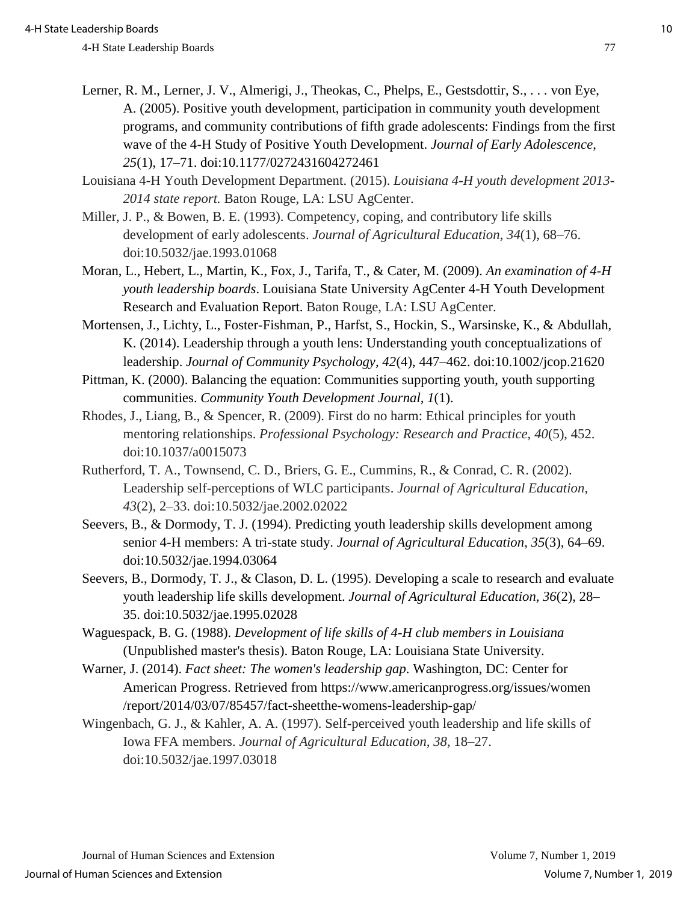Lerner, R. M., Lerner, J. V., Almerigi, J., Theokas, C., Phelps, E., Gestsdottir, S., . . . von Eye, A. (2005). Positive youth development, participation in community youth development programs, and community contributions of fifth grade adolescents: Findings from the first wave of the 4-H Study of Positive Youth Development. *Journal of Early Adolescence*, *25*(1), 17–71. doi:10.1177/0272431604272461

Louisiana 4-H Youth Development Department. (2015). *Louisiana 4-H youth development 2013-2014 state report.* Baton Rouge, LA: LSU AgCenter.

Miller, J. P., & Bowen, B. E. (1993). Competency, coping, and contributory life skills development of early adolescents. *Journal of Agricultural Education*, *34*(1), 68–76. doi:10.5032/jae.1993.01068

Moran, L., Hebert, L., Martin, K., Fox, J., Tarifa, T., & Cater, M. (2009). *An examination of 4-H youth leadership boards*. Louisiana State University AgCenter 4-H Youth Development Research and Evaluation Report. Baton Rouge, LA: LSU AgCenter.

Mortensen, J., Lichty, L., Foster-Fishman, P., Harfst, S., Hockin, S., Warsinske, K., & Abdullah, K. (2014). Leadership through a youth lens: Understanding youth conceptualizations of leadership. *Journal of Community Psychology, 42*(4), 447–462. doi:10.1002/jcop.21620

Pittman, K. (2000). Balancing the equation: Communities supporting youth, youth supporting communities. *Community Youth Development Journal, 1*(1).

Rhodes, J., Liang, B., & Spencer, R. (2009). First do no harm: Ethical principles for youth mentoring relationships. *Professional Psychology: Research and Practice*, *40*(5), 452. doi:10.1037/a0015073

Rutherford, T. A., Townsend, C. D., Briers, G. E., Cummins, R., & Conrad, C. R. (2002). Leadership self-perceptions of WLC participants. *Journal of Agricultural Education*, *43*(2), 2–33. doi:10.5032/jae.2002.02022

Seevers, B., & Dormody, T. J. (1994). Predicting youth leadership skills development among senior 4-H members: A tri-state study. *Journal of Agricultural Education*, *35*(3), 64–69. doi:10.5032/jae.1994.03064

Seevers, B., Dormody, T. J., & Clason, D. L. (1995). Developing a scale to research and evaluate youth leadership life skills development. *Journal of Agricultural Education, 36*(2), 28–35. doi:10.5032/jae.1995.02028

Waguespack, B. G. (1988). *Development of life skills of 4-H club members in Louisiana* (Unpublished master's thesis). Baton Rouge, LA: Louisiana State University.

Warner, J. (2014). *Fact sheet: The women's leadership gap*. Washington, DC: Center for American Progress. Retrieved from https://www.americanprogress.org/issues/women/report/2014/03/07/85457/fact-sheetthe-womens-leadership-gap/

Wingenbach, G. J., & Kahler, A. A. (1997). Self-perceived youth leadership and life skills of Iowa FFA members. *Journal of Agricultural Education, 38*, 18–27. doi:10.5032/jae.1997.03018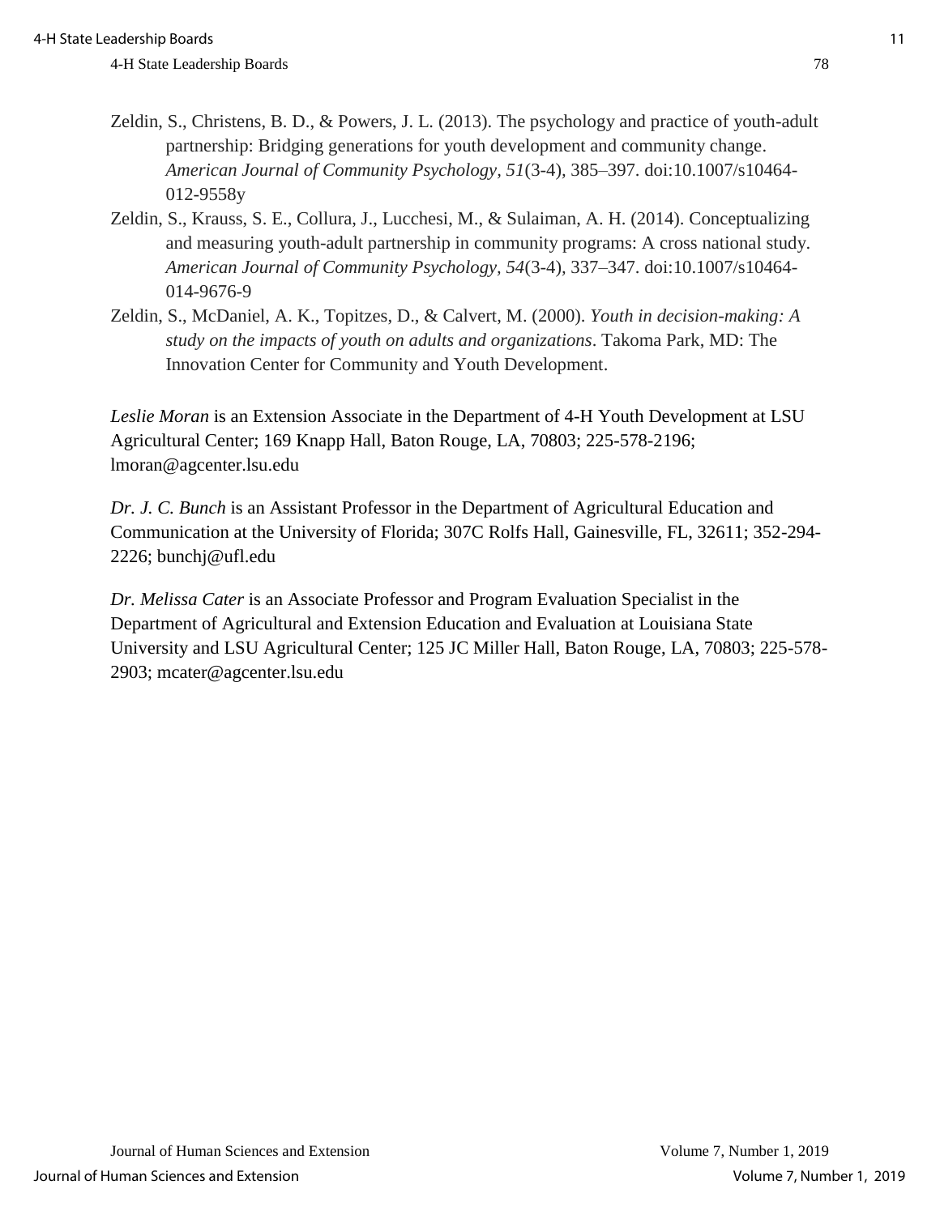Zeldin, S., Christens, B. D., & Powers, J. L. (2013). The psychology and practice of youth-adult partnership: Bridging generations for youth development and community change. *American Journal of Community Psychology*, *51*(3-4), 385–397. doi:10.1007/s10464-012-9558y

Zeldin, S., Krauss, S. E., Collura, J., Lucchesi, M., & Sulaiman, A. H. (2014). Conceptualizing and measuring youth-adult partnership in community programs: A cross national study. *American Journal of Community Psychology, 54*(3-4), 337–347. doi:10.1007/s10464-014-9676-9

Zeldin, S., McDaniel, A. K., Topitzes, D., & Calvert, M. (2000). *Youth in decision-making: A study on the impacts of youth on adults and organizations*. Takoma Park, MD: The Innovation Center for Community and Youth Development.

*Leslie Moran* is an Extension Associate in the Department of 4-H Youth Development at LSU Agricultural Center; 169 Knapp Hall, Baton Rouge, LA, 70803; 225-578-2196; lmoran@agcenter.lsu.edu

*Dr. J. C. Bunch* is an Assistant Professor in the Department of Agricultural Education and Communication at the University of Florida; 307C Rolfs Hall, Gainesville, FL, 32611; 352-294-2226; bunchj@ufl.edu

*Dr. Melissa Cater* is an Associate Professor and Program Evaluation Specialist in the Department of Agricultural and Extension Education and Evaluation at Louisiana State University and LSU Agricultural Center; 125 JC Miller Hall, Baton Rouge, LA, 70803; 225-578-2903; mcater@agcenter.lsu.edu